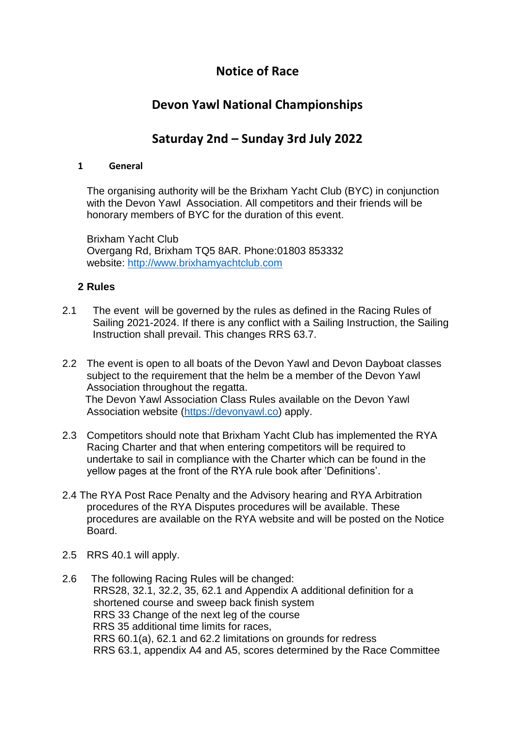# Notice of Race

# Devon Yawl National Championships

# Saturday 2nd – Sunday 3rd July 2022

## 1 General

The organising authority will be the Brixham Yacht Club (BYC) in conjunction with the Devon Yawl Association. All competitors and their friends will be honorary members of BYC for the duration of this event.

Brixham Yacht Club
Overgang Rd, Brixham TQ5 8AR. Phone:01803 853332
website: [http://www.brixhamyachtclub.com](http://www.brixhamyachtclub.com)

## 2 Rules

2.1 The event will be governed by the rules as defined in the Racing Rules of Sailing 2021-2024. If there is any conflict with a Sailing Instruction, the Sailing Instruction shall prevail. This changes RRS 63.7.

2.2 The event is open to all boats of the Devon Yawl and Devon Dayboat classes subject to the requirement that the helm be a member of the Devon Yawl Association throughout the regatta.
The Devon Yawl Association Class Rules available on the Devon Yawl Association website ([https://devonyawl.co](https://devonyawl.co)) apply.

2.3 Competitors should note that Brixham Yacht Club has implemented the RYA Racing Charter and that when entering competitors will be required to undertake to sail in compliance with the Charter which can be found in the yellow pages at the front of the RYA rule book after 'Definitions'.

2.4 The RYA Post Race Penalty and the Advisory hearing and RYA Arbitration procedures of the RYA Disputes procedures will be available. These procedures are available on the RYA website and will be posted on the Notice Board.

2.5 RRS 40.1 will apply.

2.6 The following Racing Rules will be changed:
RRS28, 32.1, 32.2, 35, 62.1 and Appendix A additional definition for a shortened course and sweep back finish system
RRS 33 Change of the next leg of the course
RRS 35 additional time limits for races,
RRS 60.1(a), 62.1 and 62.2 limitations on grounds for redress
RRS 63.1, appendix A4 and A5, scores determined by the Race Committee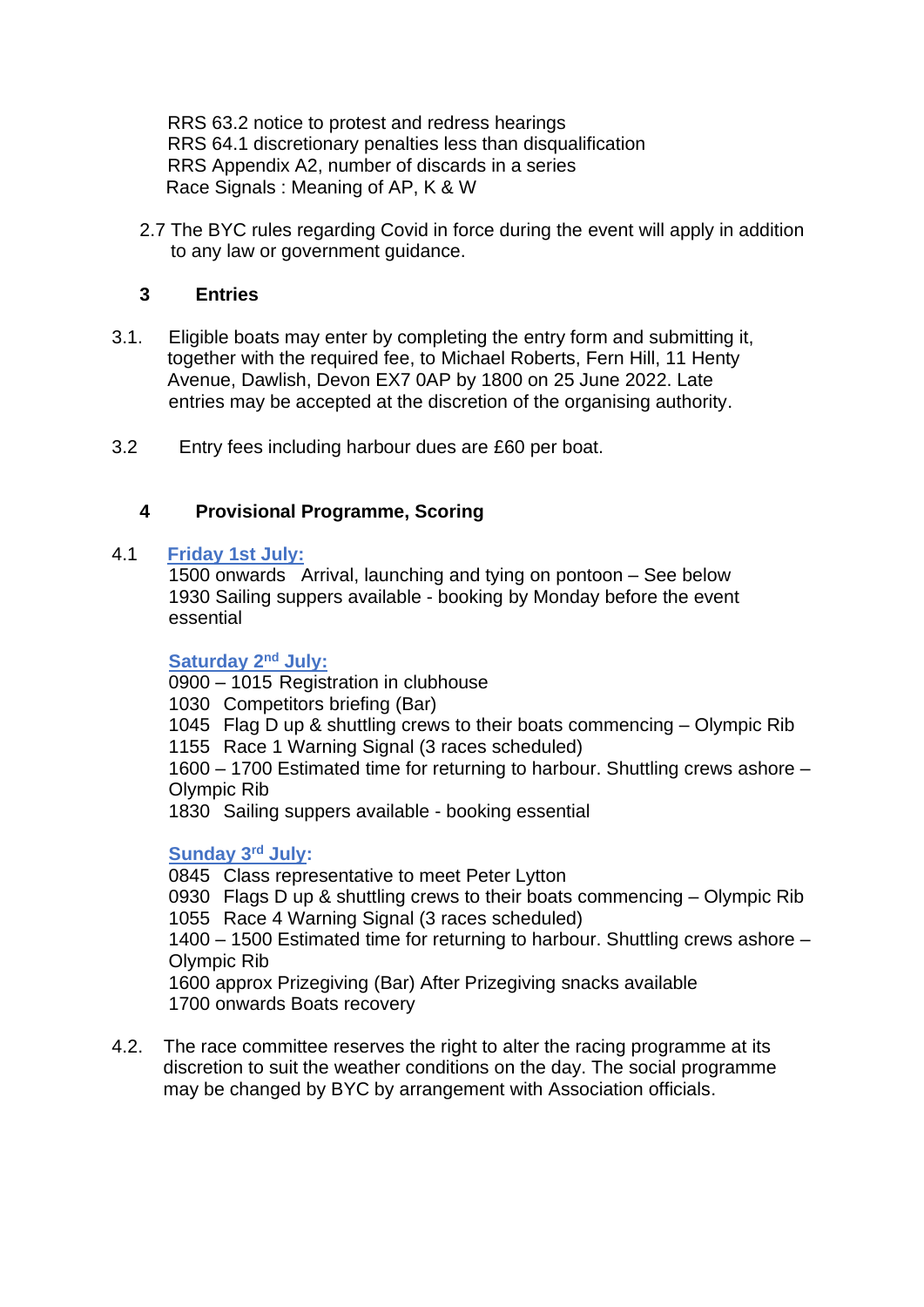RRS 63.2 notice to protest and redress hearings
RRS 64.1 discretionary penalties less than disqualification
RRS Appendix A2, number of discards in a series
Race Signals : Meaning of AP, K & W

2.7 The BYC rules regarding Covid in force during the event will apply in addition to any law or government guidance.

## 3 Entries

3.1. Eligible boats may enter by completing the entry form and submitting it, together with the required fee, to Michael Roberts, Fern Hill, 11 Henty Avenue, Dawlish, Devon EX7 0AP by 1800 on 25 June 2022. Late entries may be accepted at the discretion of the organising authority.

3.2 Entry fees including harbour dues are £60 per boat.

## 4 Provisional Programme, Scoring

4.1 **Friday 1st July:**

1500 onwards Arrival, launching and tying on pontoon – See below
1930 Sailing suppers available - booking by Monday before the event essential

**Saturday 2nd July:**

0900 – 1015 Registration in clubhouse
1030 Competitors briefing (Bar)
1045 Flag D up & shuttling crews to their boats commencing – Olympic Rib
1155 Race 1 Warning Signal (3 races scheduled)
1600 – 1700 Estimated time for returning to harbour. Shuttling crews ashore – Olympic Rib
1830 Sailing suppers available - booking essential

**Sunday 3rd July:**

0845 Class representative to meet Peter Lytton
0930 Flags D up & shuttling crews to their boats commencing – Olympic Rib
1055 Race 4 Warning Signal (3 races scheduled)
1400 – 1500 Estimated time for returning to harbour. Shuttling crews ashore – Olympic Rib
1600 approx Prizegiving (Bar) After Prizegiving snacks available
1700 onwards Boats recovery

4.2. The race committee reserves the right to alter the racing programme at its discretion to suit the weather conditions on the day. The social programme may be changed by BYC by arrangement with Association officials.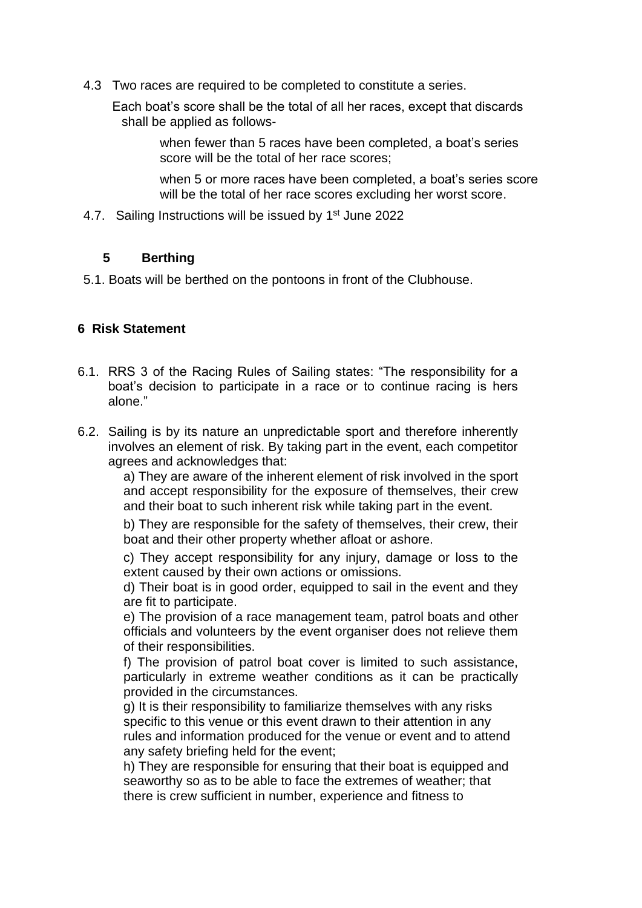4.3 Two races are required to be completed to constitute a series.

Each boat's score shall be the total of all her races, except that discards shall be applied as follows-

> when fewer than 5 races have been completed, a boat's series score will be the total of her race scores;
>
> when 5 or more races have been completed, a boat's series score will be the total of her race scores excluding her worst score.

4.7. Sailing Instructions will be issued by 1st June 2022

## 5 Berthing

5.1. Boats will be berthed on the pontoons in front of the Clubhouse.

## 6 Risk Statement

6.1. RRS 3 of the Racing Rules of Sailing states: "The responsibility for a boat's decision to participate in a race or to continue racing is hers alone."

6.2. Sailing is by its nature an unpredictable sport and therefore inherently involves an element of risk. By taking part in the event, each competitor agrees and acknowledges that:

a) They are aware of the inherent element of risk involved in the sport and accept responsibility for the exposure of themselves, their crew and their boat to such inherent risk while taking part in the event.

b) They are responsible for the safety of themselves, their crew, their boat and their other property whether afloat or ashore.

c) They accept responsibility for any injury, damage or loss to the extent caused by their own actions or omissions.

d) Their boat is in good order, equipped to sail in the event and they are fit to participate.

e) The provision of a race management team, patrol boats and other officials and volunteers by the event organiser does not relieve them of their responsibilities.

f) The provision of patrol boat cover is limited to such assistance, particularly in extreme weather conditions as it can be practically provided in the circumstances.

g) It is their responsibility to familiarize themselves with any risks specific to this venue or this event drawn to their attention in any rules and information produced for the venue or event and to attend any safety briefing held for the event;

h) They are responsible for ensuring that their boat is equipped and seaworthy so as to be able to face the extremes of weather; that there is crew sufficient in number, experience and fitness to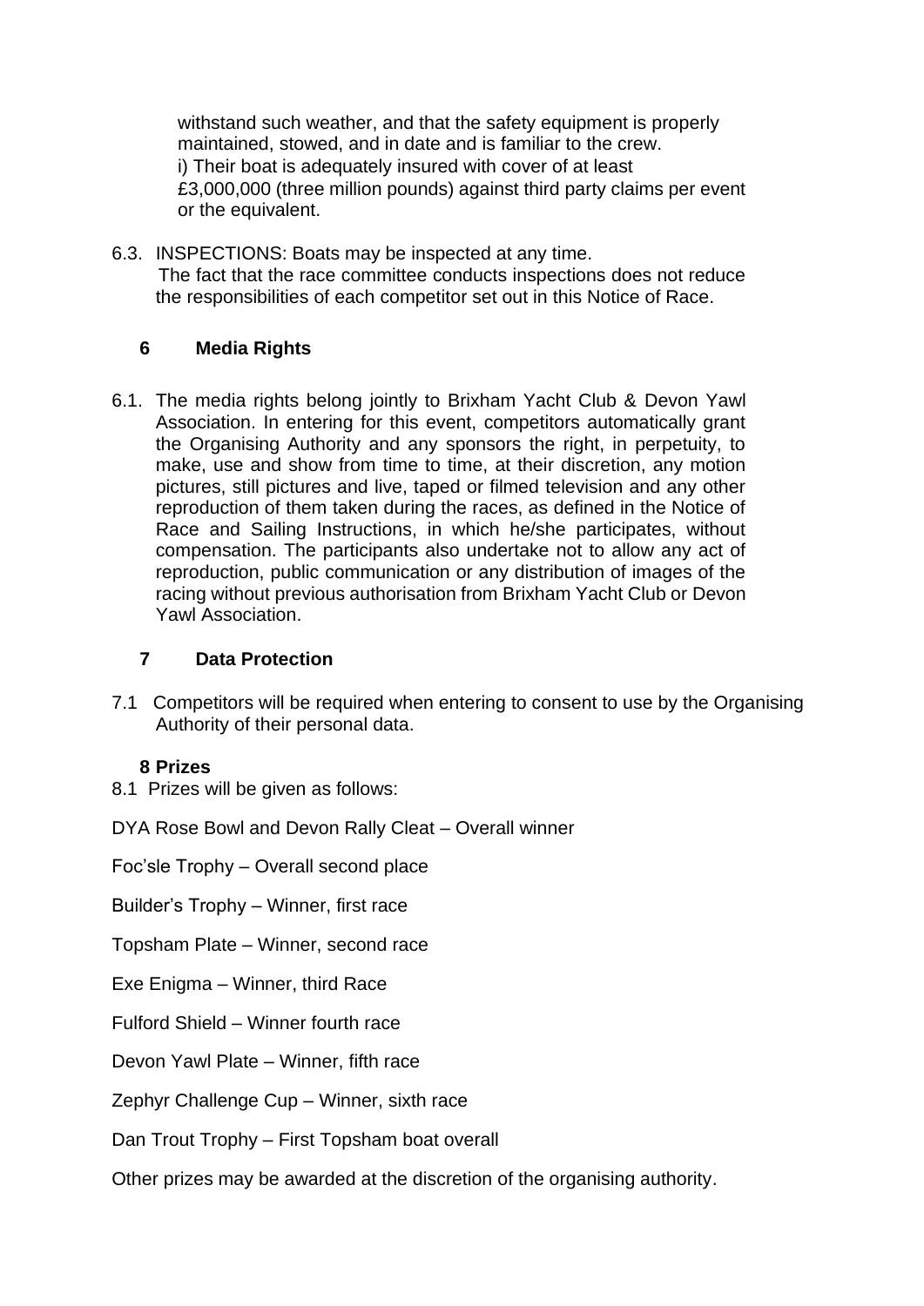withstand such weather, and that the safety equipment is properly maintained, stowed, and in date and is familiar to the crew.

i) Their boat is adequately insured with cover of at least £3,000,000 (three million pounds) against third party claims per event or the equivalent.

6.3. INSPECTIONS: Boats may be inspected at any time. The fact that the race committee conducts inspections does not reduce the responsibilities of each competitor set out in this Notice of Race.

## 6 Media Rights

6.1. The media rights belong jointly to Brixham Yacht Club & Devon Yawl Association. In entering for this event, competitors automatically grant the Organising Authority and any sponsors the right, in perpetuity, to make, use and show from time to time, at their discretion, any motion pictures, still pictures and live, taped or filmed television and any other reproduction of them taken during the races, as defined in the Notice of Race and Sailing Instructions, in which he/she participates, without compensation. The participants also undertake not to allow any act of reproduction, public communication or any distribution of images of the racing without previous authorisation from Brixham Yacht Club or Devon Yawl Association.

## 7 Data Protection

7.1 Competitors will be required when entering to consent to use by the Organising Authority of their personal data.

## 8 Prizes

8.1 Prizes will be given as follows:

DYA Rose Bowl and Devon Rally Cleat – Overall winner

Foc'sle Trophy – Overall second place

Builder's Trophy – Winner, first race

Topsham Plate – Winner, second race

Exe Enigma – Winner, third Race

Fulford Shield – Winner fourth race

Devon Yawl Plate – Winner, fifth race

Zephyr Challenge Cup – Winner, sixth race

Dan Trout Trophy – First Topsham boat overall

Other prizes may be awarded at the discretion of the organising authority.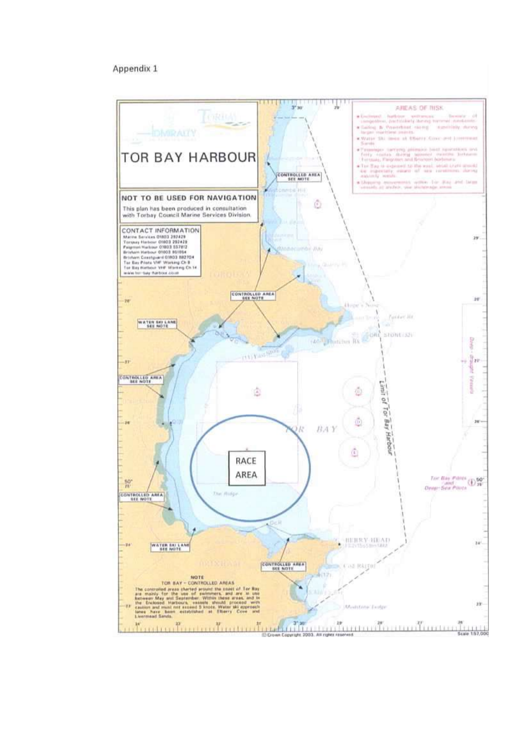Appendix 1

TOR BAY HARBOUR

NOT TO BE USED FOR NAVIGATION

This plan has been produced in consultation with Torbay Council Marine Services Division.

CONTACT INFORMATION
Marine Services 01803 292429
Torquay Harbour 01803 292429
Paignton Harbour 01803 557812
Brixham Harbour 01803 853321
Brixham Coastguard 01803 882704
Tor Bay Pilots VHF Working Ch 8
Tor Bay Harbour VHF Working Ch 14
www.tor-bay-harbour.co.uk

AREAS OF RISK

- Enclosed harbour entrances. Beware of congestion, particularly during summer weekends.
- Sailing & Powerboat racing especially during larger maritime events.
- Water Ski lanes at Elberry Cove and Livermead Sands.
- Passenger carrying pleasure boat operations and ferry routes during summer months between Torquay, Paignton and Brixham harbours.
- Tor Bay is exposed to the east, small craft should be especially aware of sea conditions during easterly winds.
- Shipping movements within Tor Bay and large vessels at anchor, see anchorage areas.

CONTROLLED AREA SEE NOTE

WATER SKI LANE SEE NOTE

RACE AREA

TOR BAY

Limit of Tor Bay Harbour

BERRY HEAD

Tor Bay Pilots and Deep-Sea Pilots

NOTE
TOR BAY – CONTROLLED AREAS
The controlled areas charted around the coast of Tor Bay are mainly for the use of swimmers, and are in use between May and September. Within these areas, and in the Enclosed Harbours, vessels should proceed with caution and must not exceed 5 knots. Water ski approach lanes have been established at Elberry Cove and Livermead Sands.

© Crown Copyright 2003. All rights reserved

Scale 1:57,000